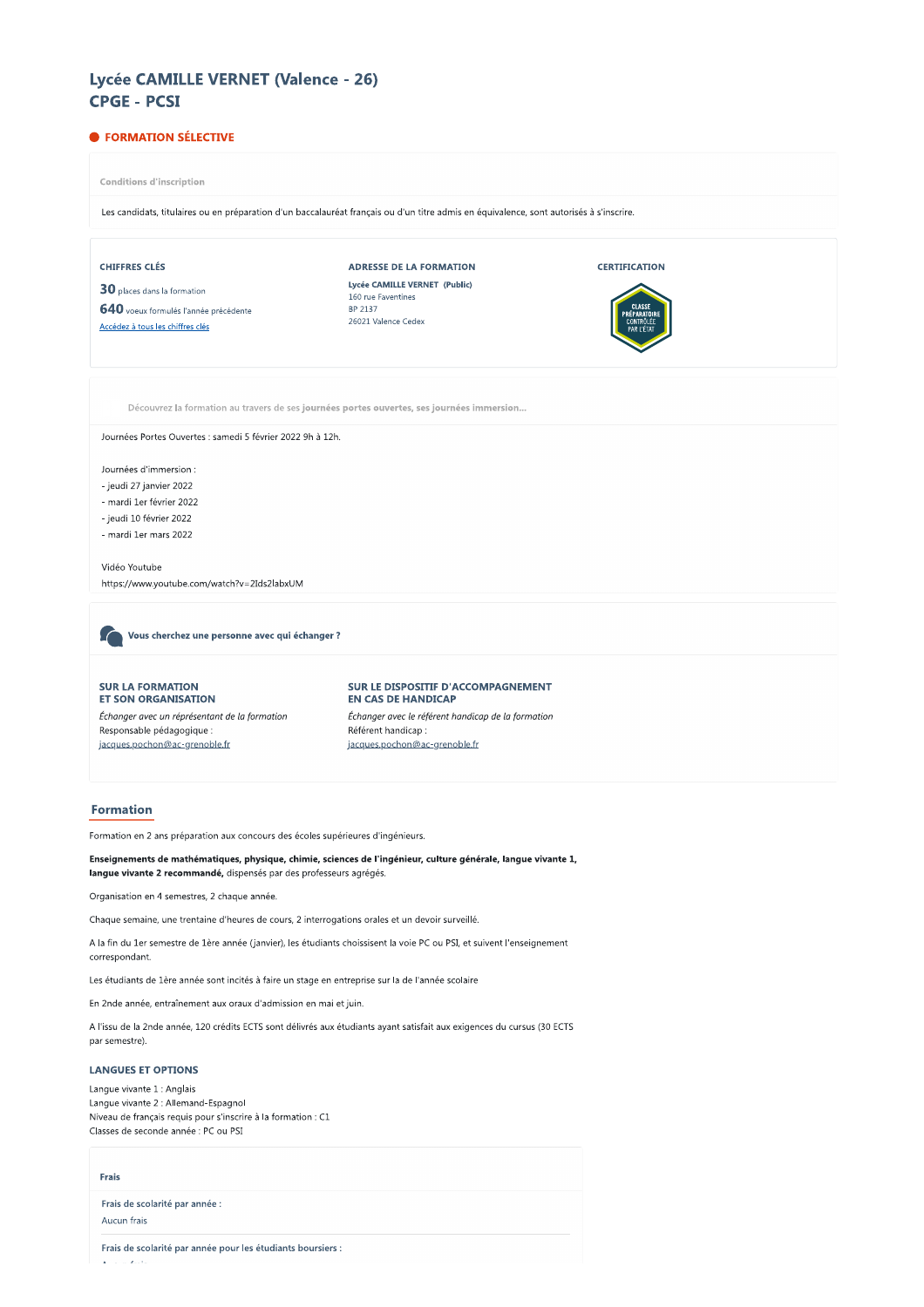# Lycée CAMILLE VERNET (Valence - 26)
# CPGE - PCSI

**FORMATION SÉLECTIVE**

**Conditions d'inscription**

Les candidats, titulaires ou en préparation d'un baccalauréat français ou d'un titre admis en équivalence, sont autorisés à s'inscrire.

**CHIFFRES CLÉS**

**30** places dans la formation

**640** voeux formulés l'année précédente

Accédez à tous les chiffres clés

**ADRESSE DE LA FORMATION**

**Lycée CAMILLE VERNET (Public)**
160 rue Faventines
BP 2137
26021 Valence Cedex

**CERTIFICATION**

CLASSE PRÉPARATOIRE CONTRÔLÉE PAR L'ÉTAT

Découvrez la formation au travers de ses **journées portes ouvertes, ses journées immersion...**

Journées Portes Ouvertes : samedi 5 février 2022 9h à 12h.

Journées d'immersion :
- jeudi 27 janvier 2022
- mardi 1er février 2022
- jeudi 10 février 2022
- mardi 1er mars 2022

Vidéo Youtube
https://www.youtube.com/watch?v=2Ids2labxUM

**Vous cherchez une personne avec qui échanger ?**

**SUR LA FORMATION ET SON ORGANISATION**

*Échanger avec un réprésentant de la formation*
Responsable pédagogique :
jacques.pochon@ac-grenoble.fr

**SUR LE DISPOSITIF D'ACCOMPAGNEMENT EN CAS DE HANDICAP**

*Échanger avec le référent handicap de la formation*
Référent handicap :
jacques.pochon@ac-grenoble.fr

## Formation

Formation en 2 ans préparation aux concours des écoles supérieures d'ingénieurs.

**Enseignements de mathématiques, physique, chimie, sciences de l'ingénieur, culture générale, langue vivante 1, langue vivante 2 recommandé,** dispensés par des professeurs agrégés.

Organisation en 4 semestres, 2 chaque année.

Chaque semaine, une trentaine d'heures de cours, 2 interrogations orales et un devoir surveillé.

A la fin du 1er semestre de 1ère année (janvier), les étudiants choisissent la voie PC ou PSI, et suivent l'enseignement correspondant.

Les étudiants de 1ère année sont incités à faire un stage en entreprise sur la de l'année scolaire

En 2nde année, entraînement aux oraux d'admission en mai et juin.

A l'issu de la 2nde année, 120 crédits ECTS sont délivrés aux étudiants ayant satisfait aux exigences du cursus (30 ECTS par semestre).

### LANGUES ET OPTIONS

Langue vivante 1 : Anglais
Langue vivante 2 : Allemand-Espagnol
Niveau de français requis pour s'inscrire à la formation : C1
Classes de seconde année : PC ou PSI

**Frais**

**Frais de scolarité par année :**
Aucun frais

**Frais de scolarité par année pour les étudiants boursiers :**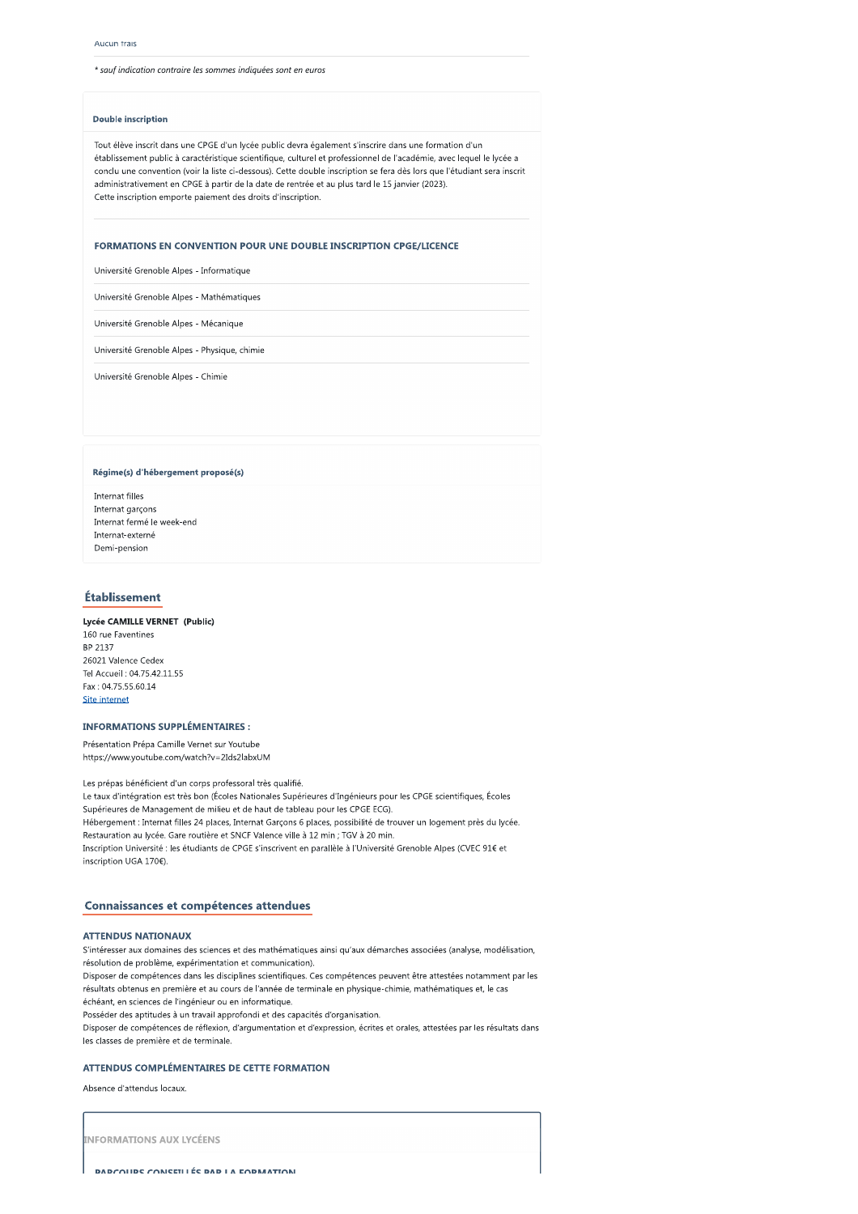Aucun frais

*\* sauf indication contraire les sommes indiquées sont en euros*

**Double inscription**

Tout élève inscrit dans une CPGE d'un lycée public devra également s'inscrire dans une formation d'un établissement public à caractéristique scientifique, culturel et professionnel de l'académie, avec lequel le lycée a conclu une convention (voir la liste ci-dessous). Cette double inscription se fera dès lors que l'étudiant sera inscrit administrativement en CPGE à partir de la date de rentrée et au plus tard le 15 janvier (2023).
Cette inscription emporte paiement des droits d'inscription.

### FORMATIONS EN CONVENTION POUR UNE DOUBLE INSCRIPTION CPGE/LICENCE

Université Grenoble Alpes - Informatique

Université Grenoble Alpes - Mathématiques

Université Grenoble Alpes - Mécanique

Université Grenoble Alpes - Physique, chimie

Université Grenoble Alpes - Chimie

**Régime(s) d'hébergement proposé(s)**

Internat filles
Internat garçons
Internat fermé le week-end
Internat-externé
Demi-pension

## Établissement

**Lycée CAMILLE VERNET (Public)**
160 rue Faventines
BP 2137
26021 Valence Cedex
Tel Accueil : 04.75.42.11.55
Fax : 04.75.55.60.14
Site internet

### INFORMATIONS SUPPLÉMENTAIRES :

Présentation Prépa Camille Vernet sur Youtube
https://www.youtube.com/watch?v=2Ids2labxUM

Les prépas bénéficient d'un corps professoral très qualifié.
Le taux d'intégration est très bon (Écoles Nationales Supérieures d'Ingénieurs pour les CPGE scientifiques, Écoles Supérieures de Management de milieu et de haut de tableau pour les CPGE ECG).
Hébergement : Internat filles 24 places, Internat Garçons 6 places, possibilité de trouver un logement près du lycée.
Restauration au lycée. Gare routière et SNCF Valence ville à 12 min ; TGV à 20 min.
Inscription Université : les étudiants de CPGE s'inscrivent en parallèle à l'Université Grenoble Alpes (CVEC 91€ et inscription UGA 170€).

## Connaissances et compétences attendues

### ATTENDUS NATIONAUX

S'intéresser aux domaines des sciences et des mathématiques ainsi qu'aux démarches associées (analyse, modélisation, résolution de problème, expérimentation et communication).
Disposer de compétences dans les disciplines scientifiques. Ces compétences peuvent être attestées notamment par les résultats obtenus en première et au cours de l'année de terminale en physique-chimie, mathématiques et, le cas échéant, en sciences de l'ingénieur ou en informatique.
Posséder des aptitudes à un travail approfondi et des capacités d'organisation.
Disposer de compétences de réflexion, d'argumentation et d'expression, écrites et orales, attestées par les résultats dans les classes de première et de terminale.

### ATTENDUS COMPLÉMENTAIRES DE CETTE FORMATION

Absence d'attendus locaux.

INFORMATIONS AUX LYCÉENS

PARCOURS CONSEILLÉS PAR LA FORMATION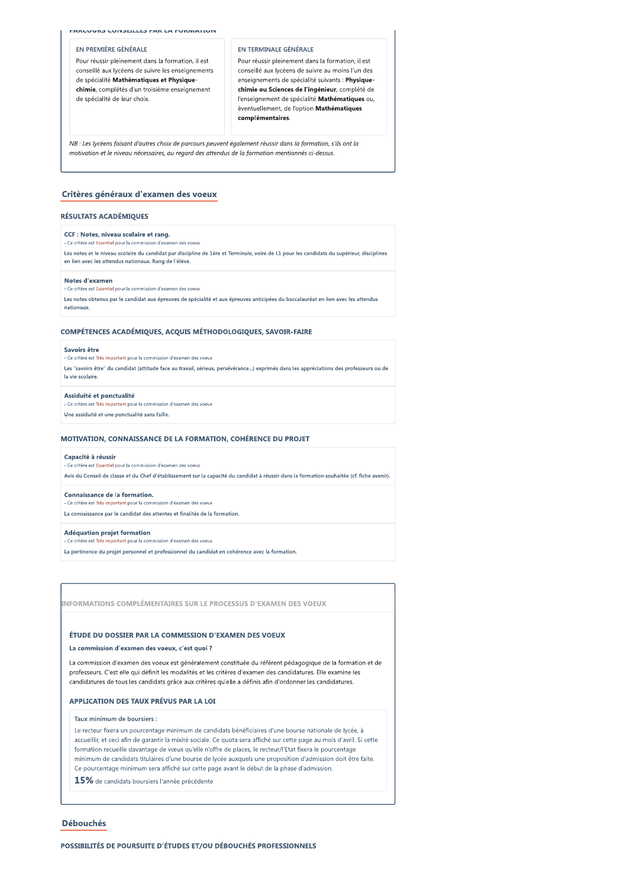PARCOURS CONSEILLÉS PAR LA FORMATION

**EN PREMIÈRE GÉNÉRALE**

Pour réussir pleinement dans la formation, il est conseillé aux lycéens de suivre les enseignements de spécialité **Mathématiques et Physique-chimie**, complétés d'un troisième enseignement de spécialité de leur choix.

**EN TERMINALE GÉNÉRALE**

Pour réussir pleinement dans la formation, il est conseillé aux lycéens de suivre au moins l'un des enseignements de spécialité suivants : **Physique-chimie ou Sciences de l'ingénieur**, complété de l'enseignement de spécialité **Mathématiques** ou, éventuellement, de l'option **Mathématiques complémentaires**.

*NB : Les lycéens faisant d'autres choix de parcours peuvent également réussir dans la formation, s'ils ont la motivation et le niveau nécessaires, au regard des attendus de la formation mentionnés ci-dessus.*

## Critères généraux d'examen des voeux

### RÉSULTATS ACADÉMIQUES

**CCF : Notes, niveau scolaire et rang.**
- Ce critère est Essentiel pour la commission d'examen des voeux

Les notes et le niveau scolaire du candidat par discipline de 1ère et Terminale, voire de L1 pour les candidats du supérieur, disciplines en lien avec les attendus nationaux. Rang de l'élève.

**Notes d'examen**
- Ce critère est Essentiel pour la commission d'examen des voeux

Les notes obtenus par le candidat aux épreuves de spécialité et aux épreuves anticipées du baccalauréat en lien avec les attendus nationaux.

### COMPÉTENCES ACADÉMIQUES, ACQUIS MÉTHODOLOGIQUES, SAVOIR-FAIRE

**Savoirs être**
- Ce critère est Très important pour la commission d'examen des voeux

Les "savoirs être" du candidat (attitude face au travail, sérieux, persévérance...) exprimés dans les appréciations des professeurs ou de la vie scolaire.

**Assiduité et ponctualité**
- Ce critère est Très important pour la commission d'examen des voeux

Une assiduité et une ponctualité sans faille.

### MOTIVATION, CONNAISSANCE DE LA FORMATION, COHÉRENCE DU PROJET

**Capacité à réussir**
- Ce critère est Essentiel pour la commission d'examen des voeux

Avis du Conseil de classe et du Chef d'établissement sur la capacité du candidat à réussir dans la formation souhaitée (cf. fiche avenir).

**Connaissance de la formation.**
- Ce critère est Très important pour la commission d'examen des voeux

La connaissance par le candidat des attentes et finalités de la formation.

**Adéquation projet formation**
- Ce critère est Très important pour la commission d'examen des voeux

La pertinence du projet personnel et professionnel du candidat en cohérence avec la formation.

### INFORMATIONS COMPLÉMENTAIRES SUR LE PROCESSUS D'EXAMEN DES VOEUX

#### ÉTUDE DU DOSSIER PAR LA COMMISSION D'EXAMEN DES VOEUX

**La commission d'examen des voeux, c'est quoi ?**

La commission d'examen des voeux est généralement constituée du référent pédagogique de la formation et de professeurs. C'est elle qui définit les modalités et les critères d'examen des candidatures. Elle examine les candidatures de tous les candidats grâce aux critères qu'elle a définis afin d'ordonner les candidatures.

#### APPLICATION DES TAUX PRÉVUS PAR LA LOI

Taux minimum de boursiers :

Le recteur fixera un pourcentage minimum de candidats bénéficiaires d'une bourse nationale de lycée, à accueillir, et ceci afin de garantir la mixité sociale. Ce quota sera affiché sur cette page au mois d'avril. Si cette formation recueille davantage de voeux qu'elle n'offre de places, le recteur/l'Etat fixera le pourcentage minimum de candidats titulaires d'une bourse de lycée auxquels une proposition d'admission doit être faite. Ce pourcentage minimum sera affiché sur cette page avant le début de la phase d'admission.

**15%** de candidats boursiers l'année précédente

## Débouchés

### POSSIBILITÉS DE POURSUITE D'ÉTUDES ET/OU DÉBOUCHÉS PROFESSIONNELS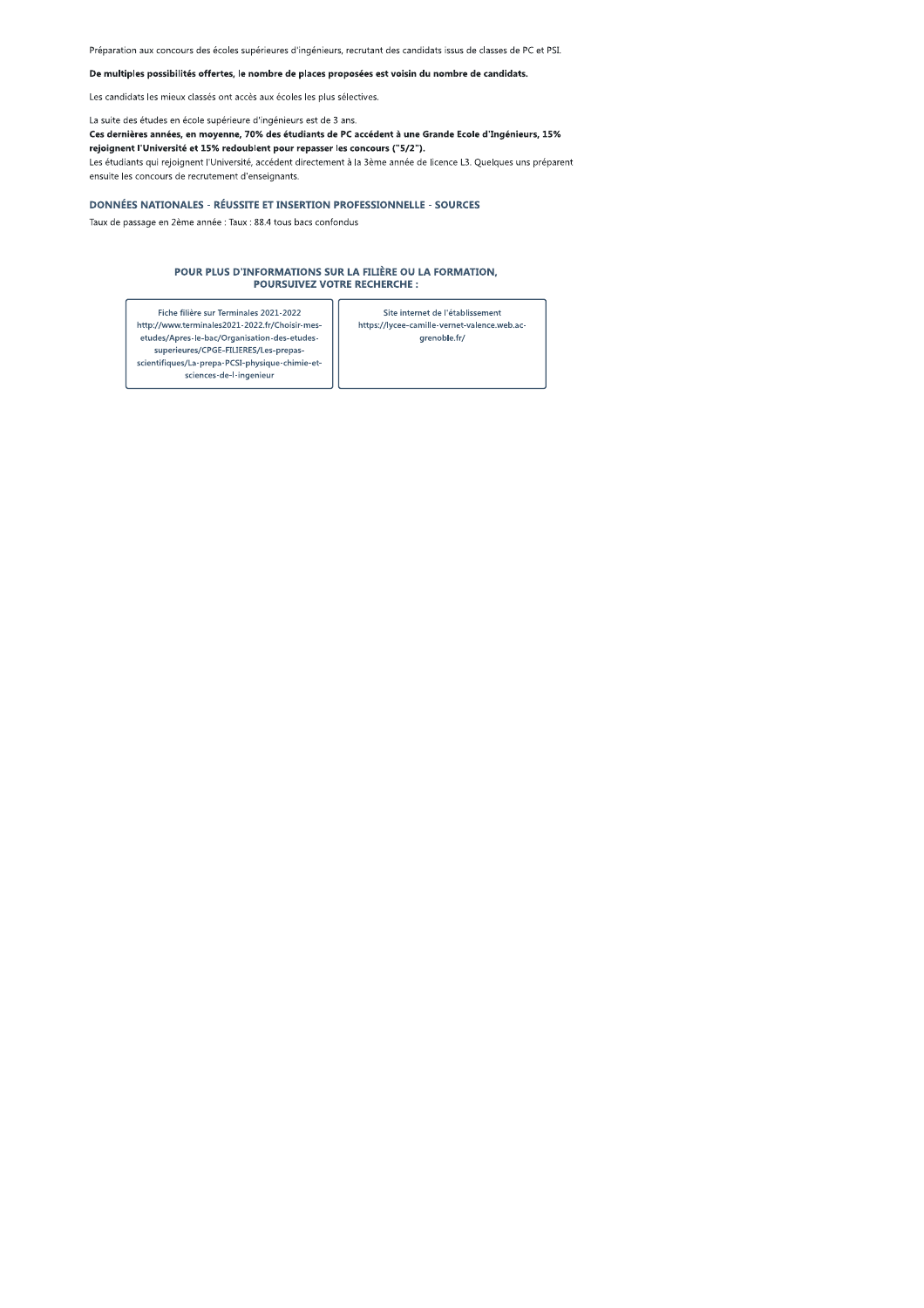Préparation aux concours des écoles supérieures d'ingénieurs, recrutant des candidats issus de classes de PC et PSI.

**De multiples possibilités offertes, le nombre de places proposées est voisin du nombre de candidats.**

Les candidats les mieux classés ont accès aux écoles les plus sélectives.

La suite des études en école supérieure d'ingénieurs est de 3 ans.
**Ces dernières années, en moyenne, 70% des étudiants de PC accèdent à une Grande Ecole d'Ingénieurs, 15% rejoignent l'Université et 15% redoublent pour repasser les concours ("5/2").**
Les étudiants qui rejoignent l'Université, accèdent directement à la 3ème année de licence L3. Quelques uns préparent ensuite les concours de recrutement d'enseignants.

### DONNÉES NATIONALES - RÉUSSITE ET INSERTION PROFESSIONNELLE - SOURCES

Taux de passage en 2ème année : Taux : 88.4 tous bacs confondus

### POUR PLUS D'INFORMATIONS SUR LA FILIÈRE OU LA FORMATION, POURSUIVEZ VOTRE RECHERCHE :

Fiche filière sur Terminales 2021-2022
http://www.terminales2021-2022.fr/Choisir-mes-etudes/Apres-le-bac/Organisation-des-etudes-superieures/CPGE-FILIERES/Les-prepas-scientifiques/La-prepa-PCSI-physique-chimie-et-sciences-de-l-ingenieur

Site internet de l'établissement
https://lycee-camille-vernet-valence.web.ac-grenoble.fr/